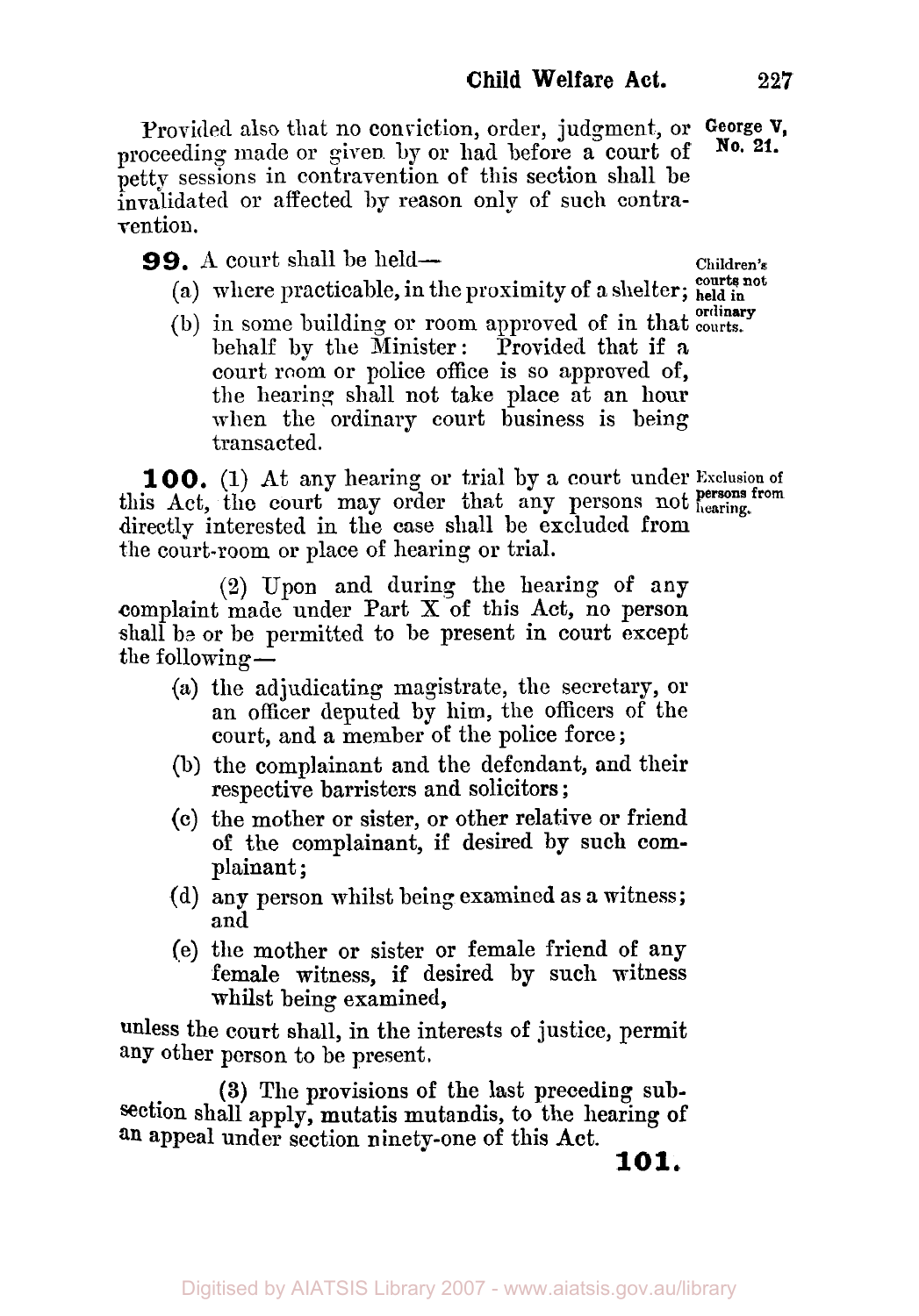Provided also that no conviction, order, judgment, or proceeding made or given by or had before a court of petty sessions in contravention of this section shall be invalidated or affected by reason only of such contravention.

**99.** A court shall be held—

**Children's courts not held in ordinary courts.**

- (a) where practicable, in the proximity of a shelter;
- (b) in some building or room approved of in that behalf by the Minister: Provided that if a court room or police office is so approved of, the hearing shall not take place at an hour when the ordinary court business is being transacted.

**100.** (1) At any hearing or trial by a court under this Act, the court may order that any persons not directly interested in the case shall be excluded from the court-room or place of hearing or trial.

**Exclusion of persons from hearing.**

(2) Upon and during the hearing of any complaint made under Part X of this Act, no person shall be or be permitted to be present in court except the following—

- (a) the adjudicating magistrate, the secretary, or an officer deputed by him, the officers of the court, and a member of the police force;
- (b) the complainant and the defendant, and their respective barristers and solicitors;
- (c) the mother or sister, or other relative or friend of the complainant, if desired by such complainant;
- (d) any person whilst being examined as a witness; and
- (e) the mother or sister or female friend of any female witness, if desired by such witness whilst being examined,

unless the court shall, in the interests of justice, permit any other person to be present.

(3) The provisions of the last preceding subsection shall apply, mutatis mutandis, to the hearing of an appeal under section ninety-one of this Act.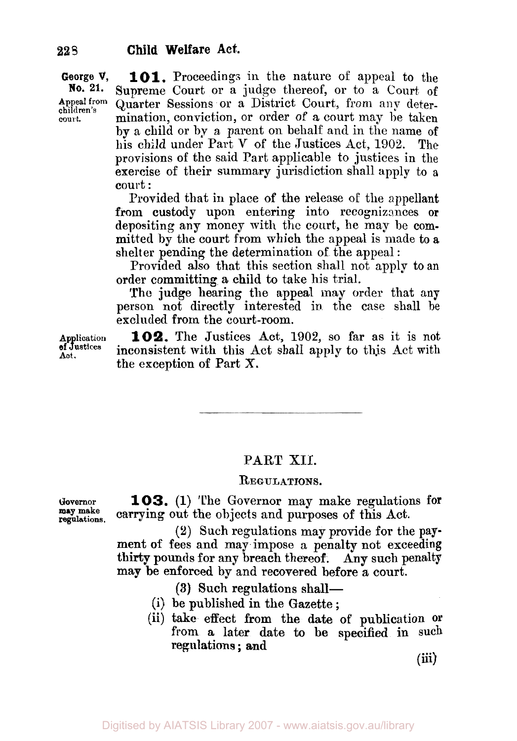**101.** Proceedings in the nature of appeal to the Supreme Court or a judge thereof, or to a Court of Quarter Sessions or a District Court, from any determination, conviction, or order of a court may be taken by a child or by a parent on behalf and in the name of his child under Part V of the Justices Act, 1902. The provisions of the said Part applicable to justices in the exercise of their summary jurisdiction shall apply to a court:

Provided that in place of the release of the appellant from custody upon entering into recognizances or depositing any money with the court, he may be committed by the court from which the appeal is made to a shelter pending the determination of the appeal:

Provided also that this section shall not apply to an order committing a child to take his trial.

The judge hearing the appeal may order that any person not directly interested in the case shall be excluded from the court-room.

*Appeal from children's court.*

**102.** The Justices Act, 1902, so far as it is not inconsistent with this Act shall apply to this Act with the exception of Part X.

*Application of Justices Act.*

---

## PART XII.

### REGULATIONS.

**103.** (1) The Governor may make regulations for carrying out the objects and purposes of this Act.

*Governor may make regulations.*

(2) Such regulations may provide for the payment of fees and may impose a penalty not exceeding thirty pounds for any breach thereof. Any such penalty may be enforced by and recovered before a court.

(3) Such regulations shall—

(i) be published in the Gazette;

(ii) take effect from the date of publication or from a later date to be specified in such regulations; and

(iii)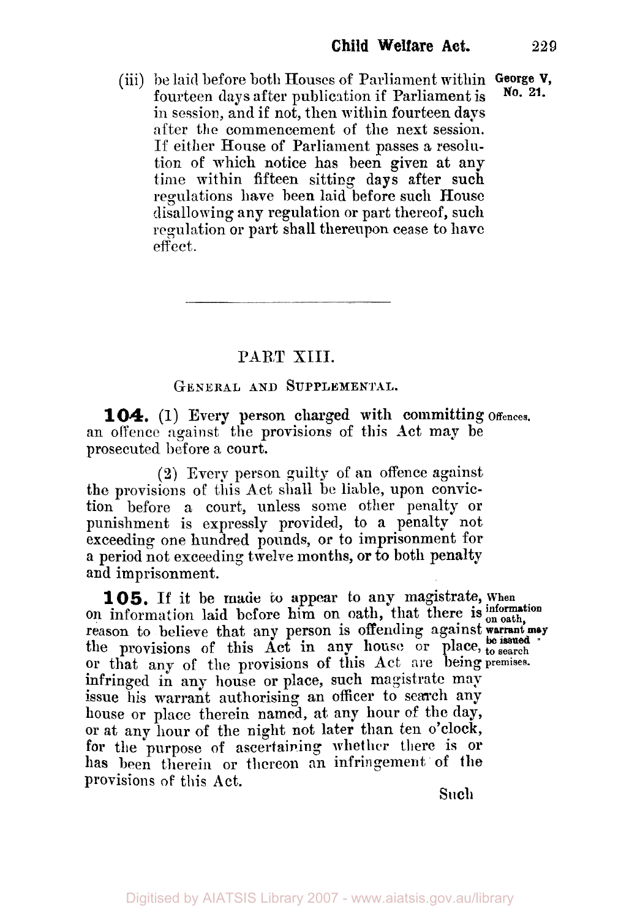(iii) be laid before both Houses of Parliament within fourteen days after publication if Parliament is in session, and if not, then within fourteen days after the commencement of the next session. If either House of Parliament passes a resolution of which notice has been given at any time within fifteen sitting days after such regulations have been laid before such House disallowing any regulation or part thereof, such regulation or part shall thereupon cease to have effect.

George V, No. 21.

---

## PART XIII.

### GENERAL AND SUPPLEMENTAL.

**104.** (1) Every person charged with committing an offence against the provisions of this Act may be prosecuted before a court.

*Offences.*

(2) Every person guilty of an offence against the provisions of this Act shall be liable, upon conviction before a court, unless some other penalty or punishment is expressly provided, to a penalty not exceeding one hundred pounds, or to imprisonment for a period not exceeding twelve months, or to both penalty and imprisonment.

**105.** If it be made to appear to any magistrate, on information laid before him on oath, that there is reason to believe that any person is offending against the provisions of this Act in any house or place, or that any of the provisions of this Act are being infringed in any house or place, such magistrate may issue his warrant authorising an officer to search any house or place therein named, at any hour of the day, or at any hour of the night not later than ten o'clock, for the purpose of ascertaining whether there is or has been therein or thereon an infringement of the provisions of this Act.

*When information on oath, warrant may be issued to search premises.*

Such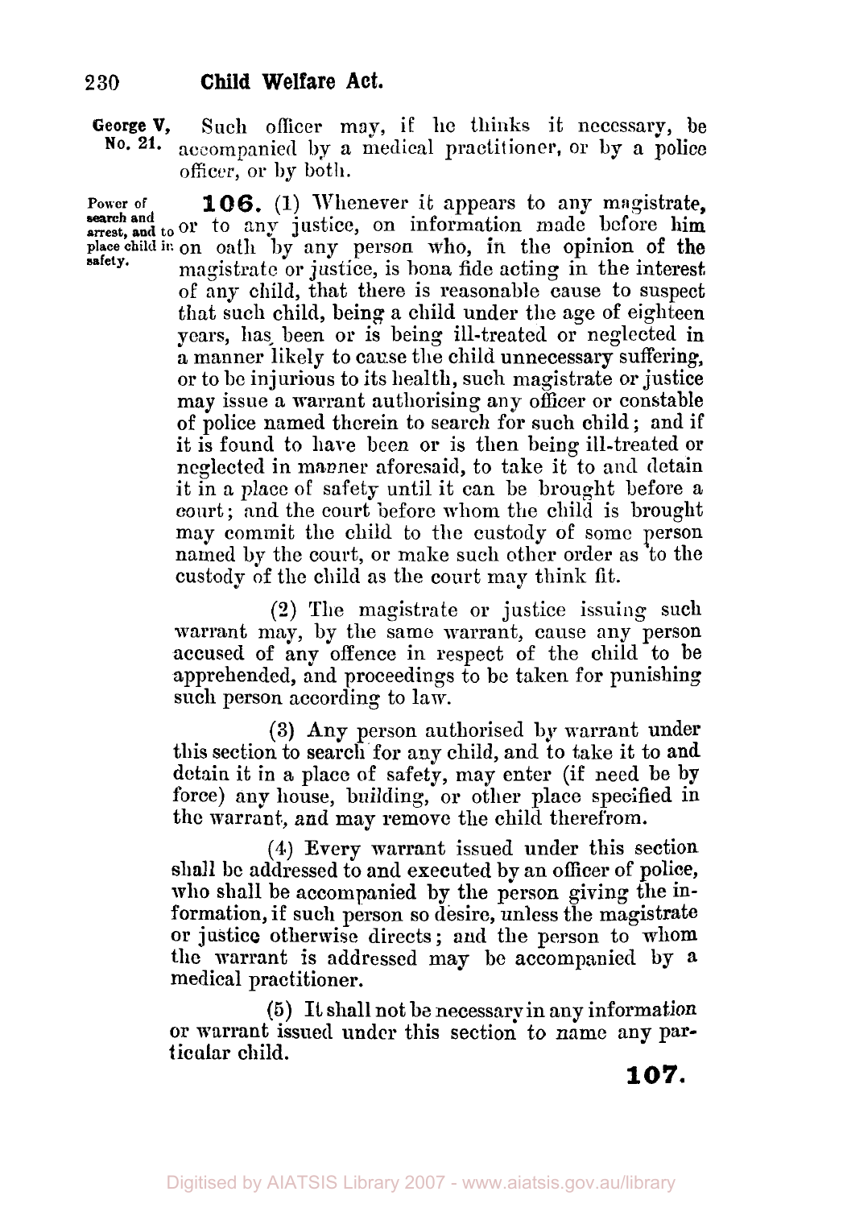Such officer may, if he thinks it necessary, be accompanied by a medical practitioner, or by a police officer, or by both.

Power of search and arrest, and to place child in safety.

**106.** (1) Whenever it appears to any magistrate, or to any justice, on information made before him on oath by any person who, in the opinion of the magistrate or justice, is bona fide acting in the interest of any child, that there is reasonable cause to suspect that such child, being a child under the age of eighteen years, has been or is being ill-treated or neglected in a manner likely to cause the child unnecessary suffering, or to be injurious to its health, such magistrate or justice may issue a warrant authorising any officer or constable of police named therein to search for such child; and if it is found to have been or is then being ill-treated or neglected in manner aforesaid, to take it to and detain it in a place of safety until it can be brought before a court; and the court before whom the child is brought may commit the child to the custody of some person named by the court, or make such other order as to the custody of the child as the court may think fit.

(2) The magistrate or justice issuing such warrant may, by the same warrant, cause any person accused of any offence in respect of the child to be apprehended, and proceedings to be taken for punishing such person according to law.

(3) Any person authorised by warrant under this section to search for any child, and to take it to and detain it in a place of safety, may enter (if need be by force) any house, building, or other place specified in the warrant, and may remove the child therefrom.

(4) Every warrant issued under this section shall be addressed to and executed by an officer of police, who shall be accompanied by the person giving the information, if such person so desire, unless the magistrate or justice otherwise directs; and the person to whom the warrant is addressed may be accompanied by a medical practitioner.

(5) It shall not be necessary in any information or warrant issued under this section to name any particular child.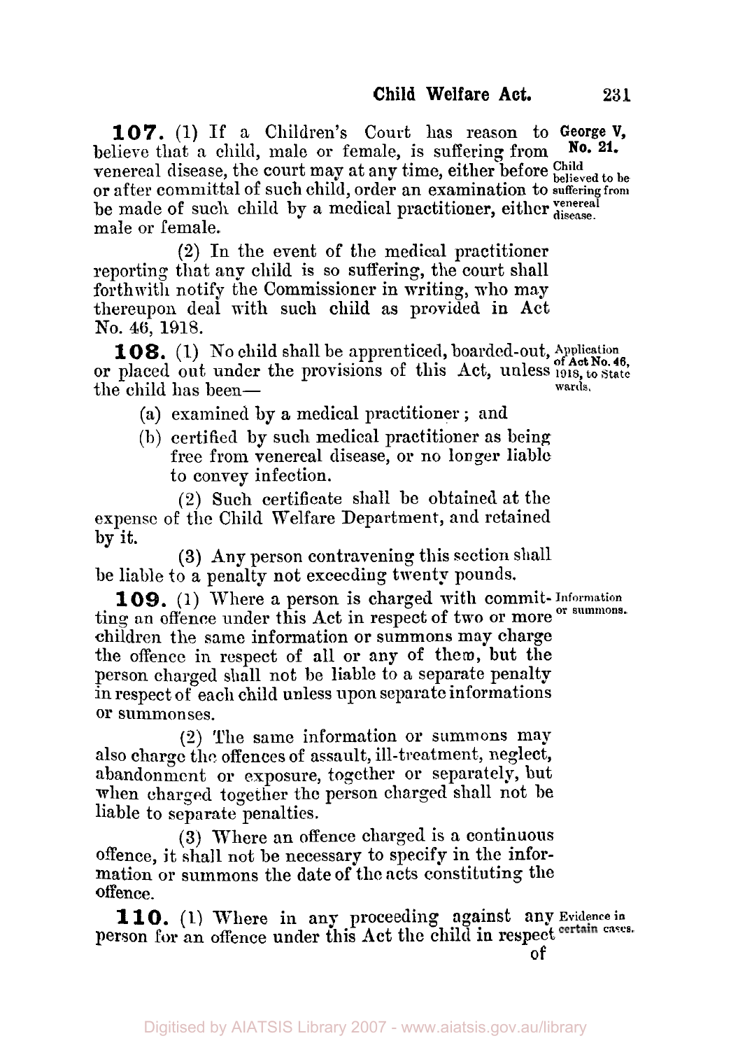**107.** (1) If a Children's Court has reason to believe that a child, male or female, is suffering from venereal disease, the court may at any time, either before or after committal of such child, order an examination to be made of such child by a medical practitioner, either male or female.

George V, No. 21.

Child believed to be suffering from venereal disease.

(2) In the event of the medical practitioner reporting that any child is so suffering, the court shall forthwith notify the Commissioner in writing, who may thereupon deal with such child as provided in Act No. 46, 1918.

**108.** (1) No child shall be apprenticed, boarded-out, or placed out under the provisions of this Act, unless the child has been—

Application of Act No. 46, 1918, to State wards.

(a) examined by a medical practitioner; and

(b) certified by such medical practitioner as being free from venereal disease, or no longer liable to convey infection.

(2) Such certificate shall be obtained at the expense of the Child Welfare Department, and retained by it.

(3) Any person contravening this section shall be liable to a penalty not exceeding twenty pounds.

**109.** (1) Where a person is charged with committing an offence under this Act in respect of two or more children the same information or summons may charge the offence in respect of all or any of them, but the person charged shall not be liable to a separate penalty in respect of each child unless upon separate informations or summonses.

Information or summons.

(2) The same information or summons may also charge the offences of assault, ill-treatment, neglect, abandonment or exposure, together or separately, but when charged together the person charged shall not be liable to separate penalties.

(3) Where an offence charged is a continuous offence, it shall not be necessary to specify in the information or summons the date of the acts constituting the offence.

**110.** (1) Where in any proceeding against any person for an offence under this Act the child in respect of

Evidence in certain cases.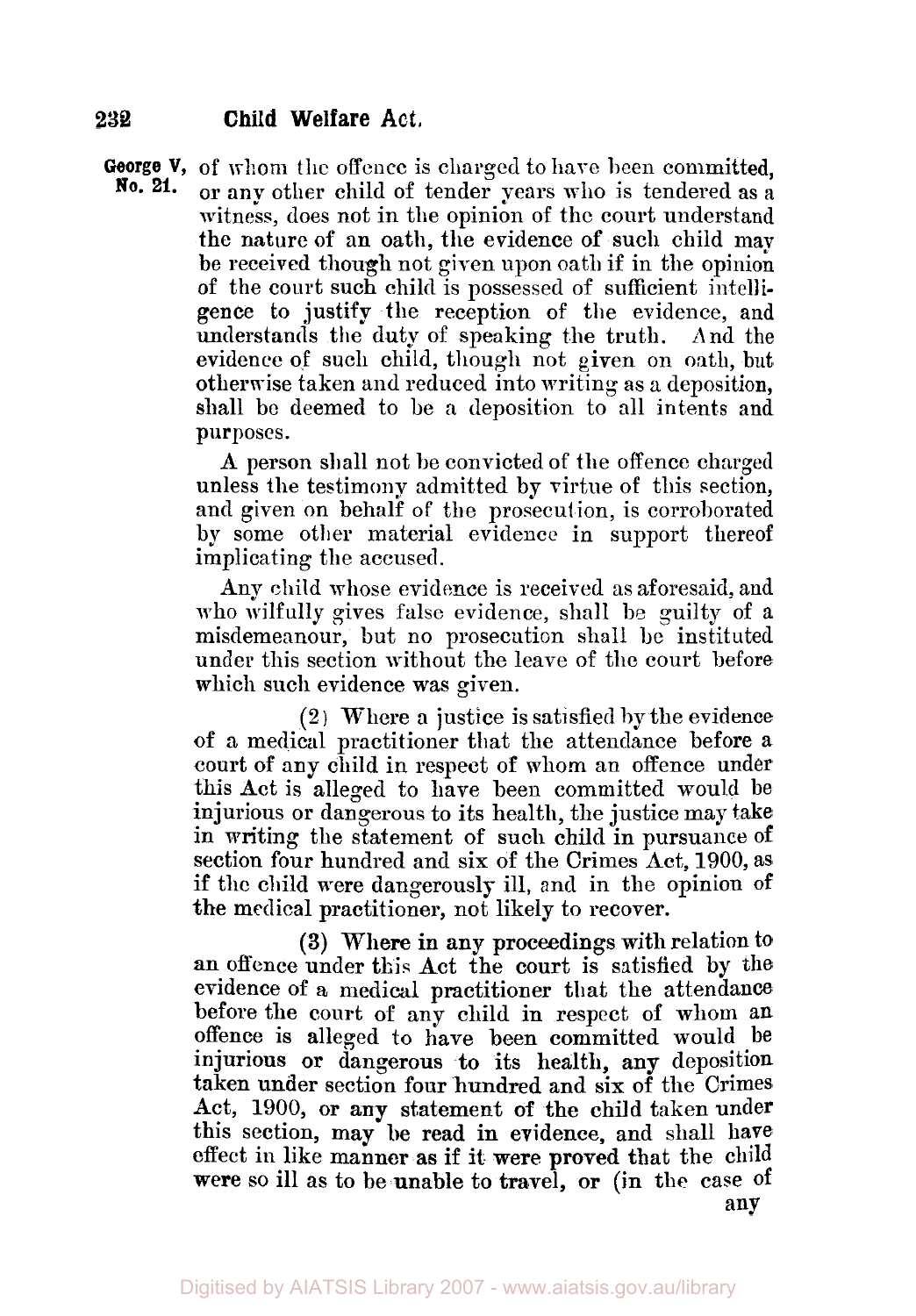George V, No. 21.

of whom the offence is charged to have been committed, or any other child of tender years who is tendered as a witness, does not in the opinion of the court understand the nature of an oath, the evidence of such child may be received though not given upon oath if in the opinion of the court such child is possessed of sufficient intelligence to justify the reception of the evidence, and understands the duty of speaking the truth. And the evidence of such child, though not given on oath, but otherwise taken and reduced into writing as a deposition, shall be deemed to be a deposition to all intents and purposes.

A person shall not be convicted of the offence charged unless the testimony admitted by virtue of this section, and given on behalf of the prosecution, is corroborated by some other material evidence in support thereof implicating the accused.

Any child whose evidence is received as aforesaid, and who wilfully gives false evidence, shall be guilty of a misdemeanour, but no prosecution shall be instituted under this section without the leave of the court before which such evidence was given.

(2) Where a justice is satisfied by the evidence of a medical practitioner that the attendance before a court of any child in respect of whom an offence under this Act is alleged to have been committed would be injurious or dangerous to its health, the justice may take in writing the statement of such child in pursuance of section four hundred and six of the Crimes Act, 1900, as if the child were dangerously ill, and in the opinion of the medical practitioner, not likely to recover.

(3) Where in any proceedings with relation to an offence under this Act the court is satisfied by the evidence of a medical practitioner that the attendance before the court of any child in respect of whom an offence is alleged to have been committed would be injurious or dangerous to its health, any deposition taken under section four hundred and six of the Crimes Act, 1900, or any statement of the child taken under this section, may be read in evidence, and shall have effect in like manner as if it were proved that the child were so ill as to be unable to travel, or (in the case of any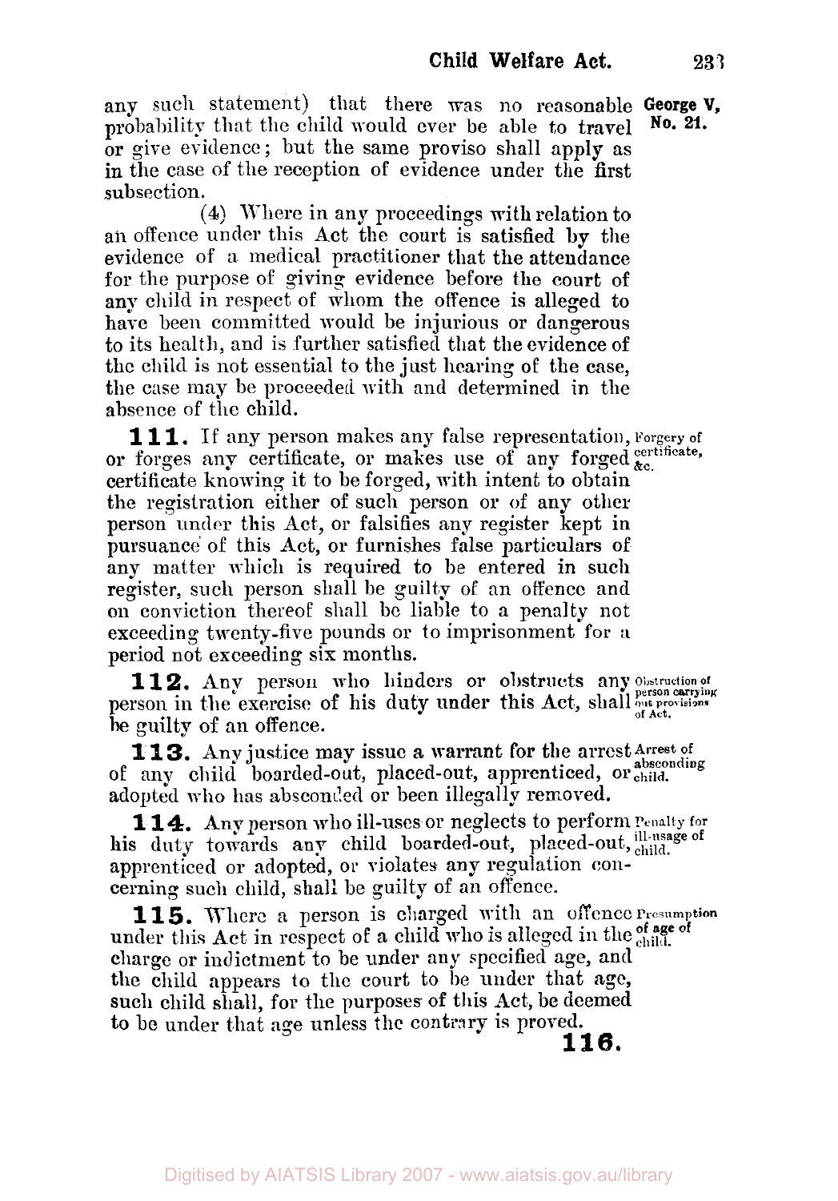any such statement) that there was no reasonable probability that the child would ever be able to travel or give evidence; but the same proviso shall apply as in the case of the reception of evidence under the first subsection.

(4) Where in any proceedings with relation to an offence under this Act the court is satisfied by the evidence of a medical practitioner that the attendance for the purpose of giving evidence before the court of any child in respect of whom the offence is alleged to have been committed would be injurious or dangerous to its health, and is further satisfied that the evidence of the child is not essential to the just hearing of the case, the case may be proceeded with and determined in the absence of the child.

*Forgery of certificate, &c.*

**111.** If any person makes any false representation, or forges any certificate, or makes use of any forged certificate knowing it to be forged, with intent to obtain the registration either of such person or of any other person under this Act, or falsifies any register kept in pursuance of this Act, or furnishes false particulars of any matter which is required to be entered in such register, such person shall be guilty of an offence and on conviction thereof shall be liable to a penalty not exceeding twenty-five pounds or to imprisonment for a period not exceeding six months.

*Obstruction of person carrying out provisions of Act.*

**112.** Any person who hinders or obstructs any person in the exercise of his duty under this Act, shall be guilty of an offence.

*Arrest of absconding child.*

**113.** Any justice may issue a warrant for the arrest of any child boarded-out, placed-out, apprenticed, or adopted who has absconded or been illegally removed.

*Penalty for ill-usage of child.*

**114.** Any person who ill-uses or neglects to perform his duty towards any child boarded-out, placed-out, apprenticed or adopted, or violates any regulation concerning such child, shall be guilty of an offence.

*Presumption of age of child.*

**115.** Where a person is charged with an offence under this Act in respect of a child who is alleged in the charge or indictment to be under any specified age, and the child appears to the court to be under that age, such child shall, for the purposes of this Act, be deemed to be under that age unless the contrary is proved.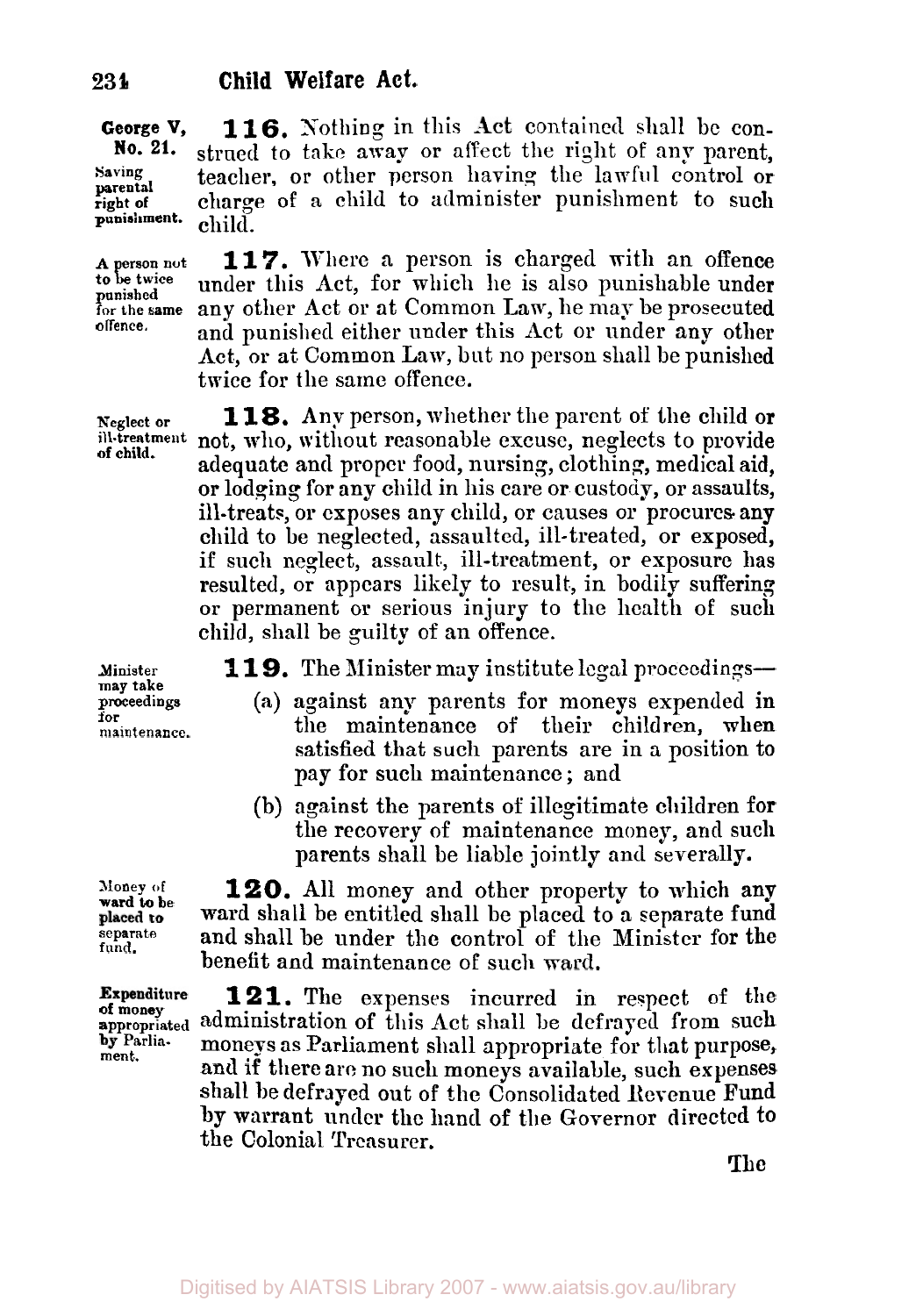George V, No. 21.

**Saving parental right of punishment.**

**116.** Nothing in this Act contained shall be construed to take away or affect the right of any parent, teacher, or other person having the lawful control or charge of a child to administer punishment to such child.

**A person not to be twice punished for the same offence.**

**117.** Where a person is charged with an offence under this Act, for which he is also punishable under any other Act or at Common Law, he may be prosecuted and punished either under this Act or under any other Act, or at Common Law, but no person shall be punished twice for the same offence.

**Neglect or ill-treatment of child.**

**118.** Any person, whether the parent of the child or not, who, without reasonable excuse, neglects to provide adequate and proper food, nursing, clothing, medical aid, or lodging for any child in his care or custody, or assaults, ill-treats, or exposes any child, or causes or procures any child to be neglected, assaulted, ill-treated, or exposed, if such neglect, assault, ill-treatment, or exposure has resulted, or appears likely to result, in bodily suffering or permanent or serious injury to the health of such child, shall be guilty of an offence.

**Minister may take proceedings for maintenance.**

**119.** The Minister may institute legal proceedings—

(a) against any parents for moneys expended in the maintenance of their children, when satisfied that such parents are in a position to pay for such maintenance; and

(b) against the parents of illegitimate children for the recovery of maintenance money, and such parents shall be liable jointly and severally.

**Money of ward to be placed to separate fund.**

**120.** All money and other property to which any ward shall be entitled shall be placed to a separate fund and shall be under the control of the Minister for the benefit and maintenance of such ward.

**Expenditure of money appropriated by Parliament.**

**121.** The expenses incurred in respect of the administration of this Act shall be defrayed from such moneys as Parliament shall appropriate for that purpose, and if there are no such moneys available, such expenses shall be defrayed out of the Consolidated Revenue Fund by warrant under the hand of the Governor directed to the Colonial Treasurer.

The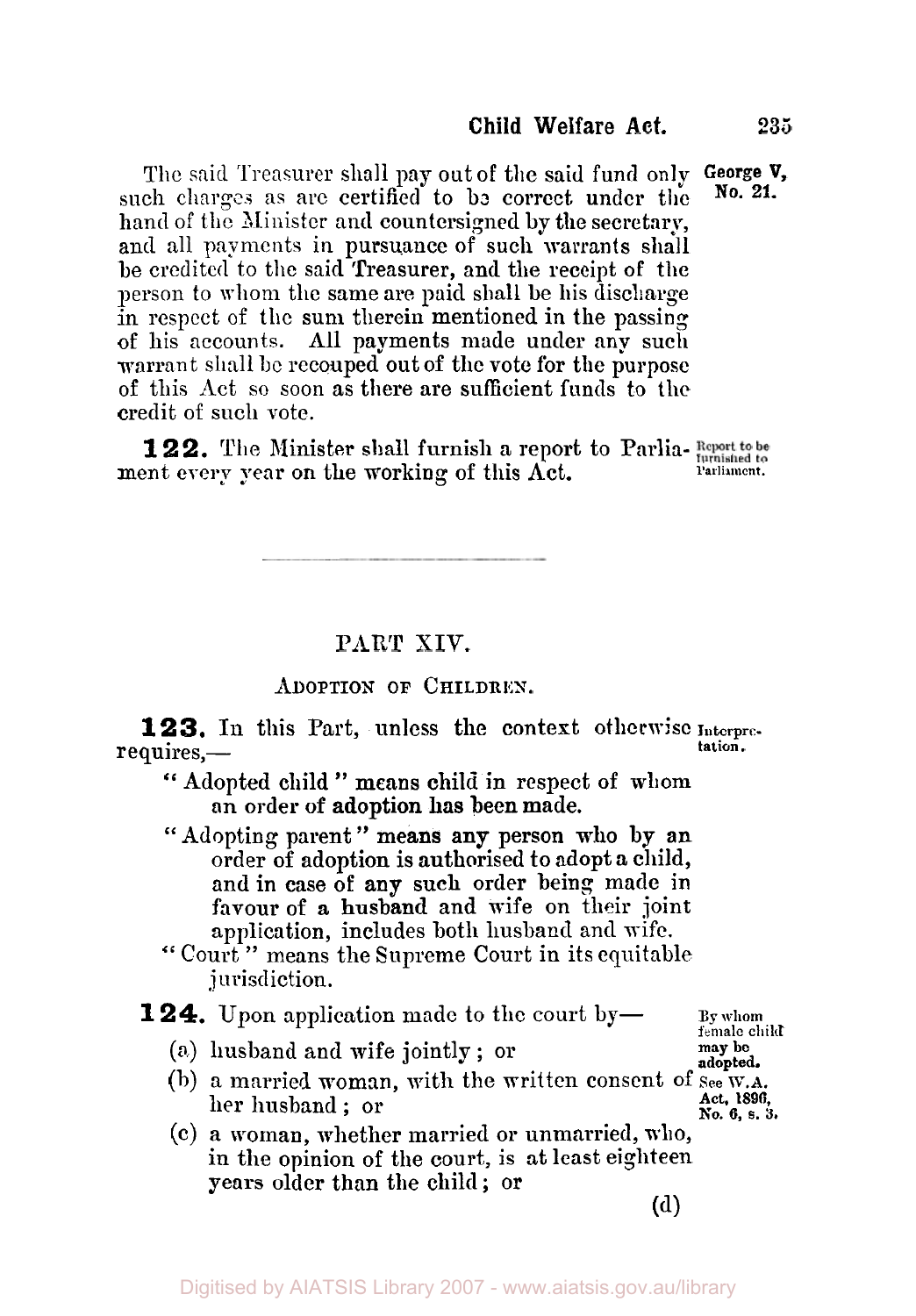The said Treasurer shall pay out of the said fund only such charges as are certified to be correct under the hand of the Minister and countersigned by the secretary, and all payments in pursuance of such warrants shall be credited to the said Treasurer, and the receipt of the person to whom the same are paid shall be his discharge in respect of the sum therein mentioned in the passing of his accounts. All payments made under any such warrant shall be recouped out of the vote for the purpose of this Act so soon as there are sufficient funds to the credit of such vote.

George V, No. 21.

**122.** The Minister shall furnish a report to Parliament every year on the working of this Act.

Report to be furnished to Parliament.

---

## PART XIV.

### ADOPTION OF CHILDREN.

**123.** In this Part, unless the context otherwise requires,—

Interpretation.

"Adopted child" means child in respect of whom an order of adoption has been made.

"Adopting parent" means any person who by an order of adoption is authorised to adopt a child, and in case of any such order being made in favour of a husband and wife on their joint application, includes both husband and wife.

"Court" means the Supreme Court in its equitable jurisdiction.

**124.** Upon application made to the court by—

By whom female child may be adopted. See W.A. Act, 1896, No. 6, s. 3.

(a) husband and wife jointly; or

(b) a married woman, with the written consent of her husband; or

(c) a woman, whether married or unmarried, who, in the opinion of the court, is at least eighteen years older than the child; or

(d)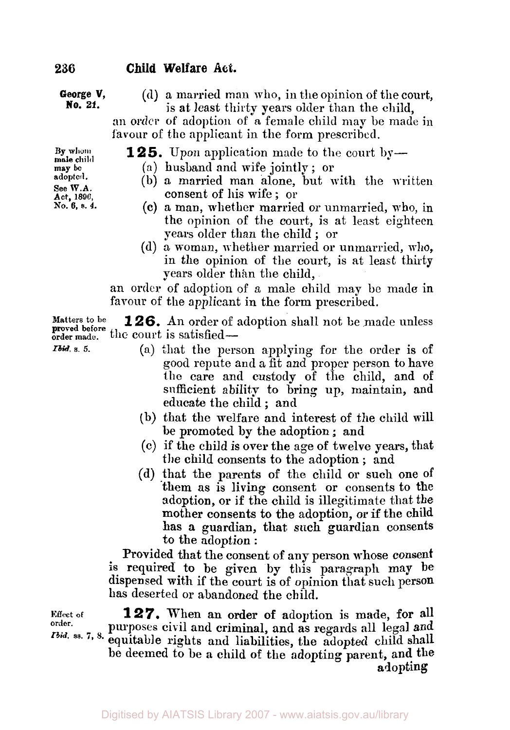(d) a married man who, in the opinion of the court, is at least thirty years older than the child,

an order of adoption of a female child may be made in favour of the applicant in the form prescribed.

*By whom male child may be adopted.* *See W.A. Act, 1896, No. 6, s. 4.*

**125.** Upon application made to the court by—

(a) husband and wife jointly; or

(b) a married man alone, but with the written consent of his wife; or

(c) a man, whether married or unmarried, who, in the opinion of the court, is at least eighteen years older than the child; or

(d) a woman, whether married or unmarried, who, in the opinion of the court, is at least thirty years older than the child,

an order of adoption of a male child may be made in favour of the applicant in the form prescribed.

*Matters to be proved before order made.* *Ibid. s. 5.*

**126.** An order of adoption shall not be made unless the court is satisfied—

(a) that the person applying for the order is of good repute and a fit and proper person to have the care and custody of the child, and of sufficient ability to bring up, maintain, and educate the child; and

(b) that the welfare and interest of the child will be promoted by the adoption; and

(c) if the child is over the age of twelve years, that the child consents to the adoption; and

(d) that the parents of the child or such one of them as is living consent or consents to the adoption, or if the child is illegitimate that the mother consents to the adoption, or if the child has a guardian, that such guardian consents to the adoption:

Provided that the consent of any person whose consent is required to be given by this paragraph may be dispensed with if the court is of opinion that such person has deserted or abandoned the child.

*Effect of order.* *Ibid. ss. 7, 8.*

**127.** When an order of adoption is made, for all purposes civil and criminal, and as regards all legal and equitable rights and liabilities, the adopted child shall be deemed to be a child of the adopting parent, and the adopting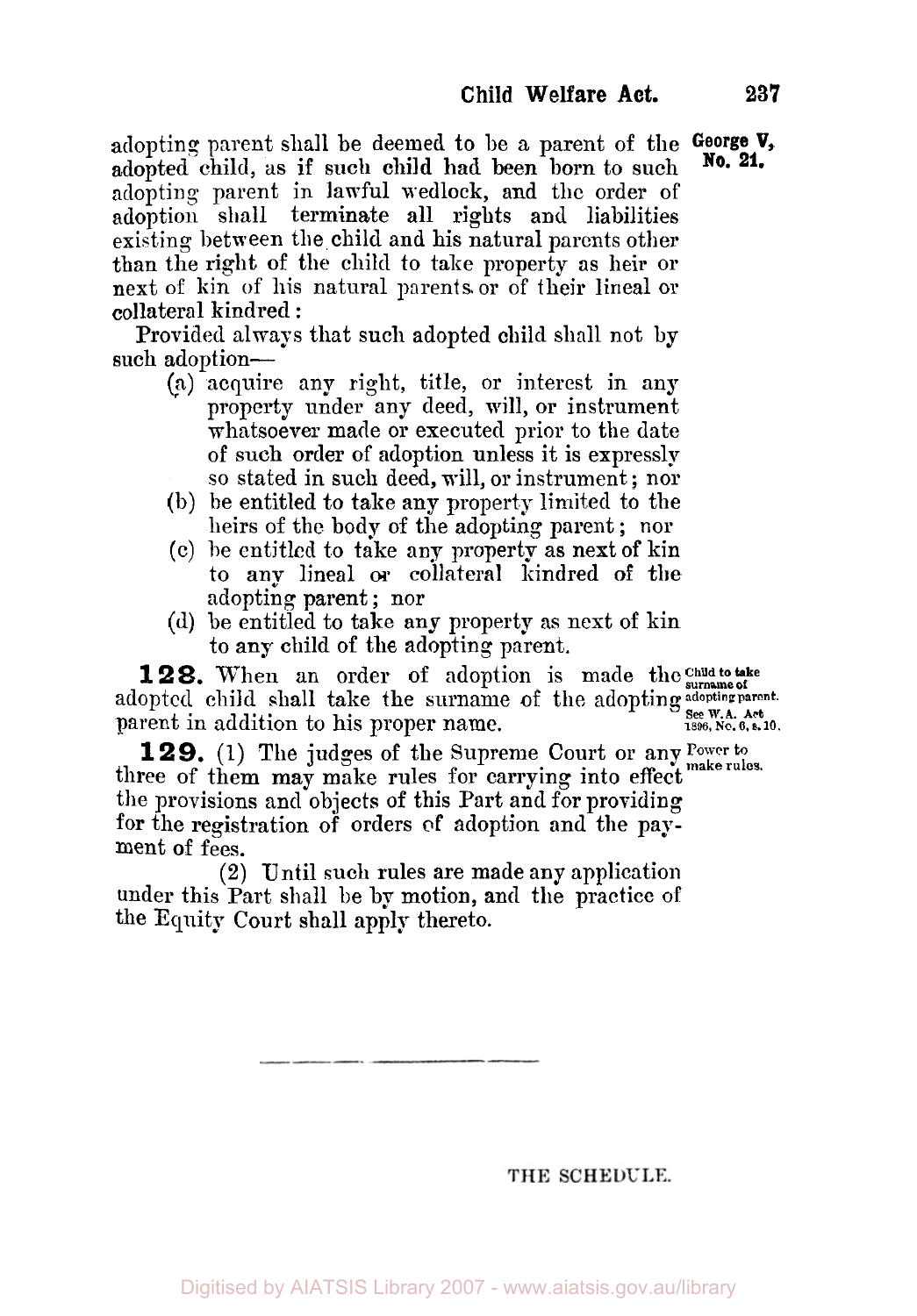adopting parent shall be deemed to be a parent of the adopted child, as if such child had been born to such adopting parent in lawful wedlock, and the order of adoption shall terminate all rights and liabilities existing between the child and his natural parents other than the right of the child to take property as heir or next of kin of his natural parents or of their lineal or collateral kindred:

Provided always that such adopted child shall not by such adoption—

(a) acquire any right, title, or interest in any property under any deed, will, or instrument whatsoever made or executed prior to the date of such order of adoption unless it is expressly so stated in such deed, will, or instrument; nor

(b) be entitled to take any property limited to the heirs of the body of the adopting parent; nor

(c) be entitled to take any property as next of kin to any lineal or collateral kindred of the adopting parent; nor

(d) be entitled to take any property as next of kin to any child of the adopting parent.

*Child to take surname of adopting parent. See W.A. Act 1896, No. 6, s. 10.*

**128.** When an order of adoption is made the adopted child shall take the surname of the adopting parent in addition to his proper name.

*Power to make rules.*

**129.** (1) The judges of the Supreme Court or any three of them may make rules for carrying into effect the provisions and objects of this Part and for providing for the registration of orders of adoption and the payment of fees.

(2) Until such rules are made any application under this Part shall be by motion, and the practice of the Equity Court shall apply thereto.

---

THE SCHEDULE.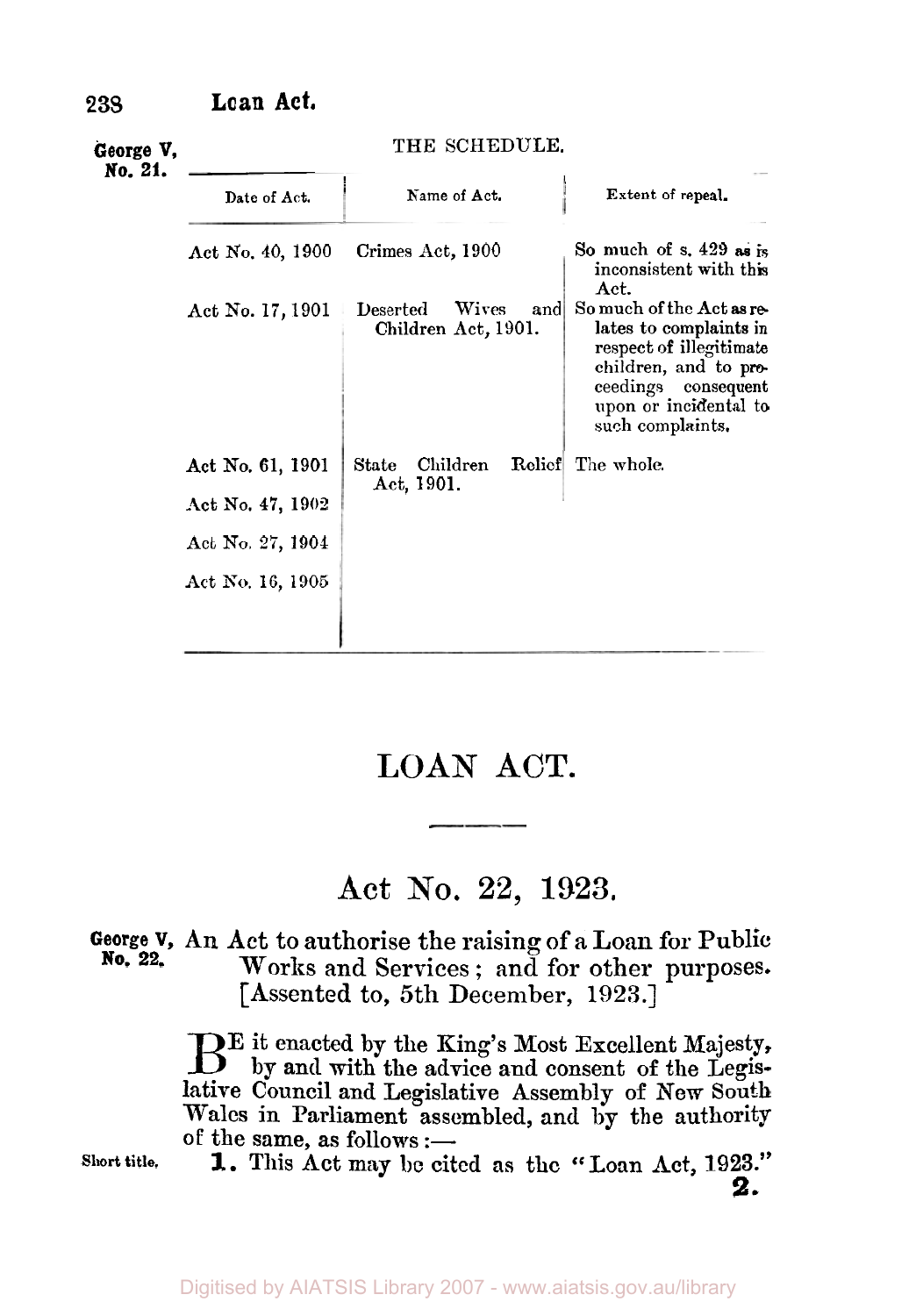George V, No. 21.

THE SCHEDULE.

| Date of Act. | Name of Act. | Extent of repeal. |
| --- | --- | --- |
| Act No. 40, 1900 | Crimes Act, 1900 | So much of s. 429 as is inconsistent with this Act. |
| Act No. 17, 1901 | Deserted Wives and Children Act, 1901. | So much of the Act as relates to complaints in respect of illegitimate children, and to proceedings consequent upon or incidental to such complaints. |
| Act No. 61, 1901 | State Children Relief Act, 1901. | The whole. |
| Act No. 47, 1902 | | |
| Act No. 27, 1904 | | |
| Act No. 16, 1905 | | |

# LOAN ACT.

## Act No. 22, 1923.

George V, No. 22.

An Act to authorise the raising of a Loan for Public Works and Services; and for other purposes. [Assented to, 5th December, 1923.]

BE it enacted by the King's Most Excellent Majesty, by and with the advice and consent of the Legislative Council and Legislative Assembly of New South Wales in Parliament assembled, and by the authority of the same, as follows:—

Short title.

**1.** This Act may be cited as the "Loan Act, 1923."

**2.**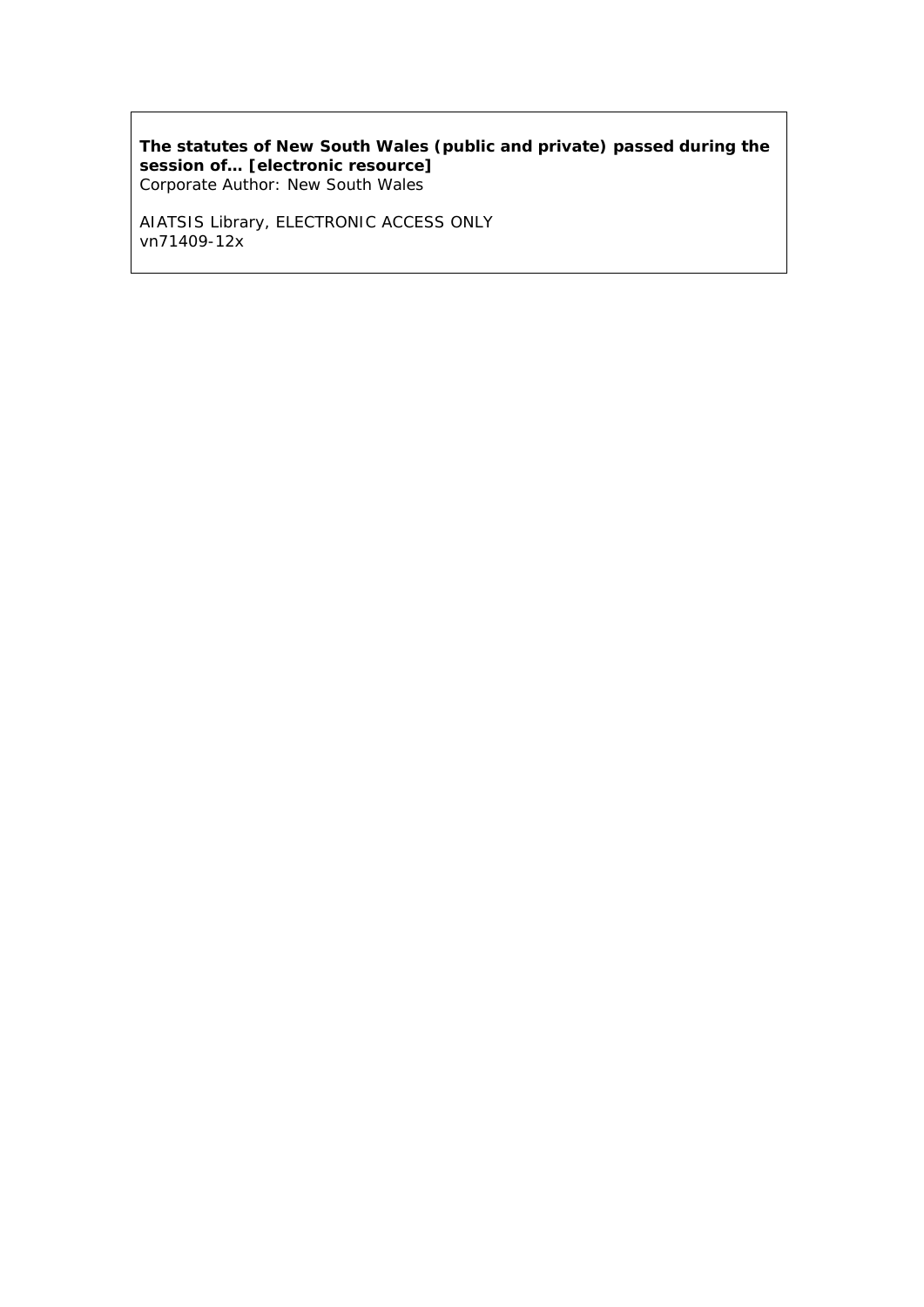**The statutes of New South Wales (public and private) passed during the session of… [electronic resource]**
Corporate Author: New South Wales

AIATSIS Library, ELECTRONIC ACCESS ONLY
vn71409-12x